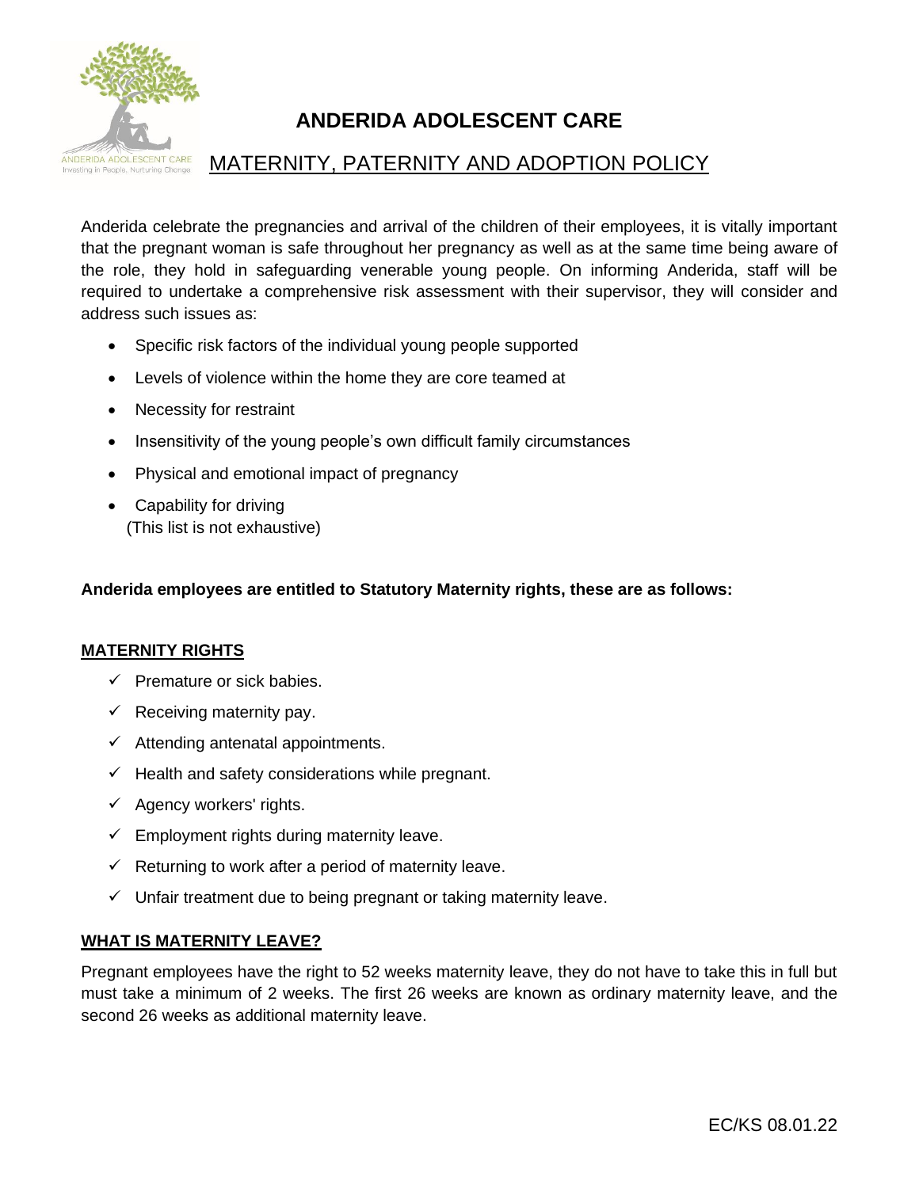# ANDERIDA ADOLESCENT CARE

## MATERNITY, PATERNITY AND ADOPTION POLICY

Anderida celebrate the pregnancies and arrival of the children of their employees, it is vitally important that the pregnant woman is safe throughout her pregnancy as well as at the same time being aware of the role, they hold in safeguarding venerable young people. On informing Anderida, staff will be required to undertake a comprehensive risk assessment with their supervisor, they will consider and address such issues as:

- Specific risk factors of the individual young people supported
- Levels of violence within the home they are core teamed at
- Necessity for restraint
- Insensitivity of the young people's own difficult family circumstances
- Physical and emotional impact of pregnancy
- Capability for driving

(This list is not exhaustive)

**Anderida employees are entitled to Statutory Maternity rights, these are as follows:**

### MATERNITY RIGHTS

- ✓ Premature or sick babies.
- ✓ Receiving maternity pay.
- ✓ Attending antenatal appointments.
- ✓ Health and safety considerations while pregnant.
- ✓ Agency workers' rights.
- ✓ Employment rights during maternity leave.
- ✓ Returning to work after a period of maternity leave.
- ✓ Unfair treatment due to being pregnant or taking maternity leave.

### WHAT IS MATERNITY LEAVE?

Pregnant employees have the right to 52 weeks maternity leave, they do not have to take this in full but must take a minimum of 2 weeks. The first 26 weeks are known as ordinary maternity leave, and the second 26 weeks as additional maternity leave.

EC/KS 08.01.22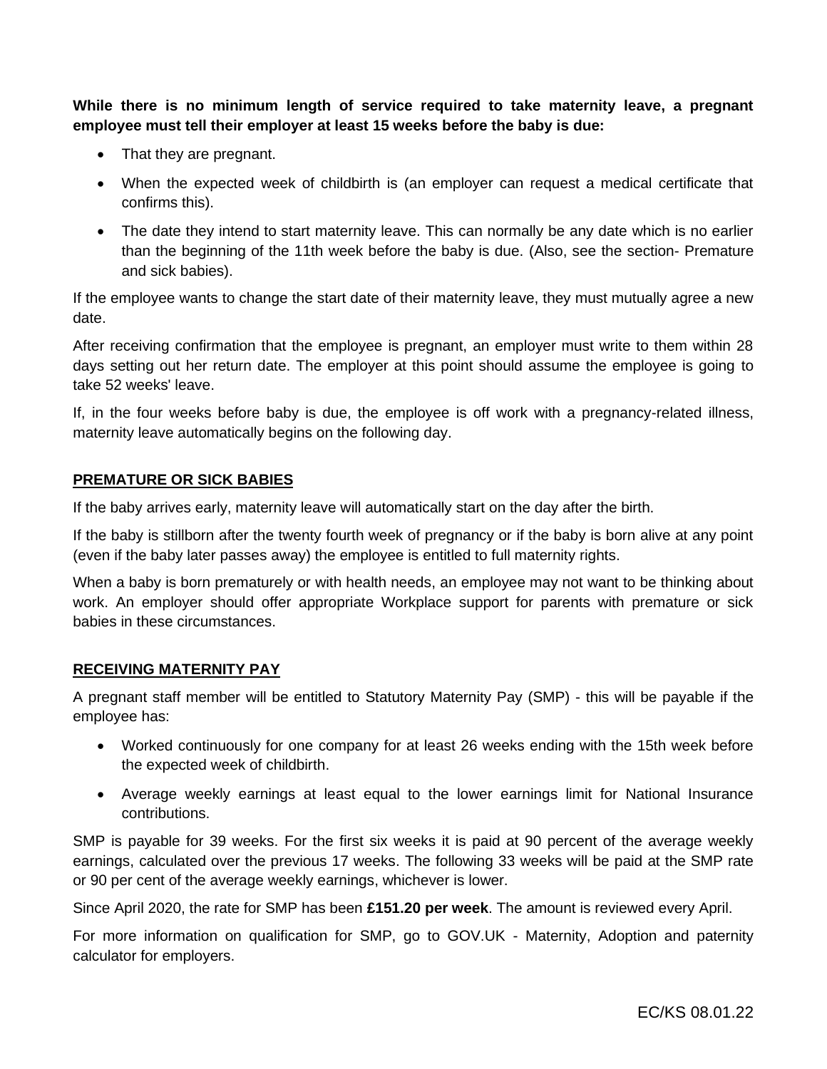**While there is no minimum length of service required to take maternity leave, a pregnant employee must tell their employer at least 15 weeks before the baby is due:**

- That they are pregnant.
- When the expected week of childbirth is (an employer can request a medical certificate that confirms this).
- The date they intend to start maternity leave. This can normally be any date which is no earlier than the beginning of the 11th week before the baby is due. (Also, see the section- Premature and sick babies).

If the employee wants to change the start date of their maternity leave, they must mutually agree a new date.

After receiving confirmation that the employee is pregnant, an employer must write to them within 28 days setting out her return date. The employer at this point should assume the employee is going to take 52 weeks' leave.

If, in the four weeks before baby is due, the employee is off work with a pregnancy-related illness, maternity leave automatically begins on the following day.

## PREMATURE OR SICK BABIES

If the baby arrives early, maternity leave will automatically start on the day after the birth.

If the baby is stillborn after the twenty fourth week of pregnancy or if the baby is born alive at any point (even if the baby later passes away) the employee is entitled to full maternity rights.

When a baby is born prematurely or with health needs, an employee may not want to be thinking about work. An employer should offer appropriate Workplace support for parents with premature or sick babies in these circumstances.

## RECEIVING MATERNITY PAY

A pregnant staff member will be entitled to Statutory Maternity Pay (SMP) - this will be payable if the employee has:

- Worked continuously for one company for at least 26 weeks ending with the 15th week before the expected week of childbirth.
- Average weekly earnings at least equal to the lower earnings limit for National Insurance contributions.

SMP is payable for 39 weeks. For the first six weeks it is paid at 90 percent of the average weekly earnings, calculated over the previous 17 weeks. The following 33 weeks will be paid at the SMP rate or 90 per cent of the average weekly earnings, whichever is lower.

Since April 2020, the rate for SMP has been **£151.20 per week**. The amount is reviewed every April.

For more information on qualification for SMP, go to GOV.UK - Maternity, Adoption and paternity calculator for employers.

EC/KS 08.01.22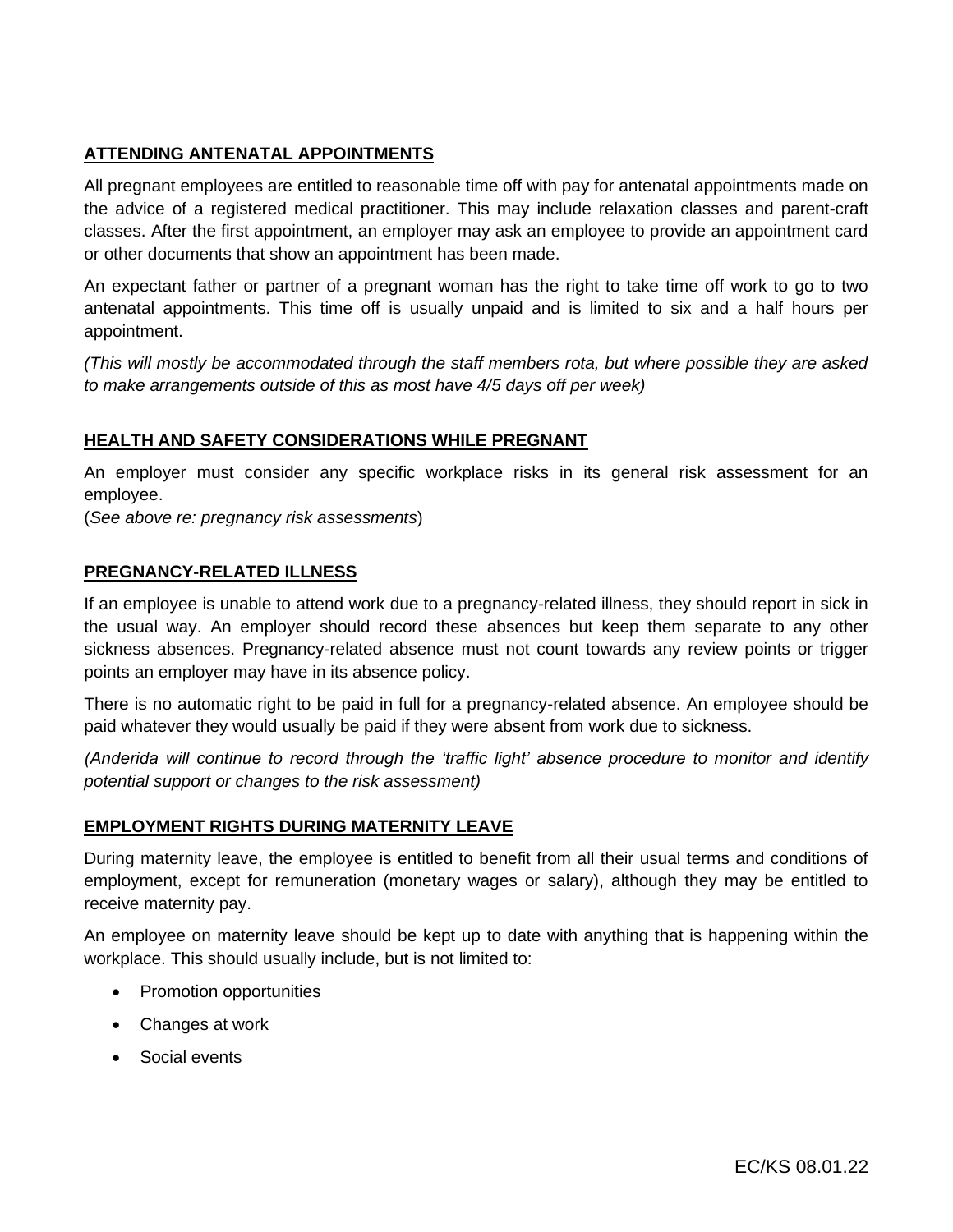## ATTENDING ANTENATAL APPOINTMENTS

All pregnant employees are entitled to reasonable time off with pay for antenatal appointments made on the advice of a registered medical practitioner. This may include relaxation classes and parent-craft classes. After the first appointment, an employer may ask an employee to provide an appointment card or other documents that show an appointment has been made.

An expectant father or partner of a pregnant woman has the right to take time off work to go to two antenatal appointments. This time off is usually unpaid and is limited to six and a half hours per appointment.

*(This will mostly be accommodated through the staff members rota, but where possible they are asked to make arrangements outside of this as most have 4/5 days off per week)*

## HEALTH AND SAFETY CONSIDERATIONS WHILE PREGNANT

An employer must consider any specific workplace risks in its general risk assessment for an employee.
(*See above re: pregnancy risk assessments*)

## PREGNANCY-RELATED ILLNESS

If an employee is unable to attend work due to a pregnancy-related illness, they should report in sick in the usual way. An employer should record these absences but keep them separate to any other sickness absences. Pregnancy-related absence must not count towards any review points or trigger points an employer may have in its absence policy.

There is no automatic right to be paid in full for a pregnancy-related absence. An employee should be paid whatever they would usually be paid if they were absent from work due to sickness.

*(Anderida will continue to record through the 'traffic light' absence procedure to monitor and identify potential support or changes to the risk assessment)*

## EMPLOYMENT RIGHTS DURING MATERNITY LEAVE

During maternity leave, the employee is entitled to benefit from all their usual terms and conditions of employment, except for remuneration (monetary wages or salary), although they may be entitled to receive maternity pay.

An employee on maternity leave should be kept up to date with anything that is happening within the workplace. This should usually include, but is not limited to:

- Promotion opportunities
- Changes at work
- Social events

EC/KS 08.01.22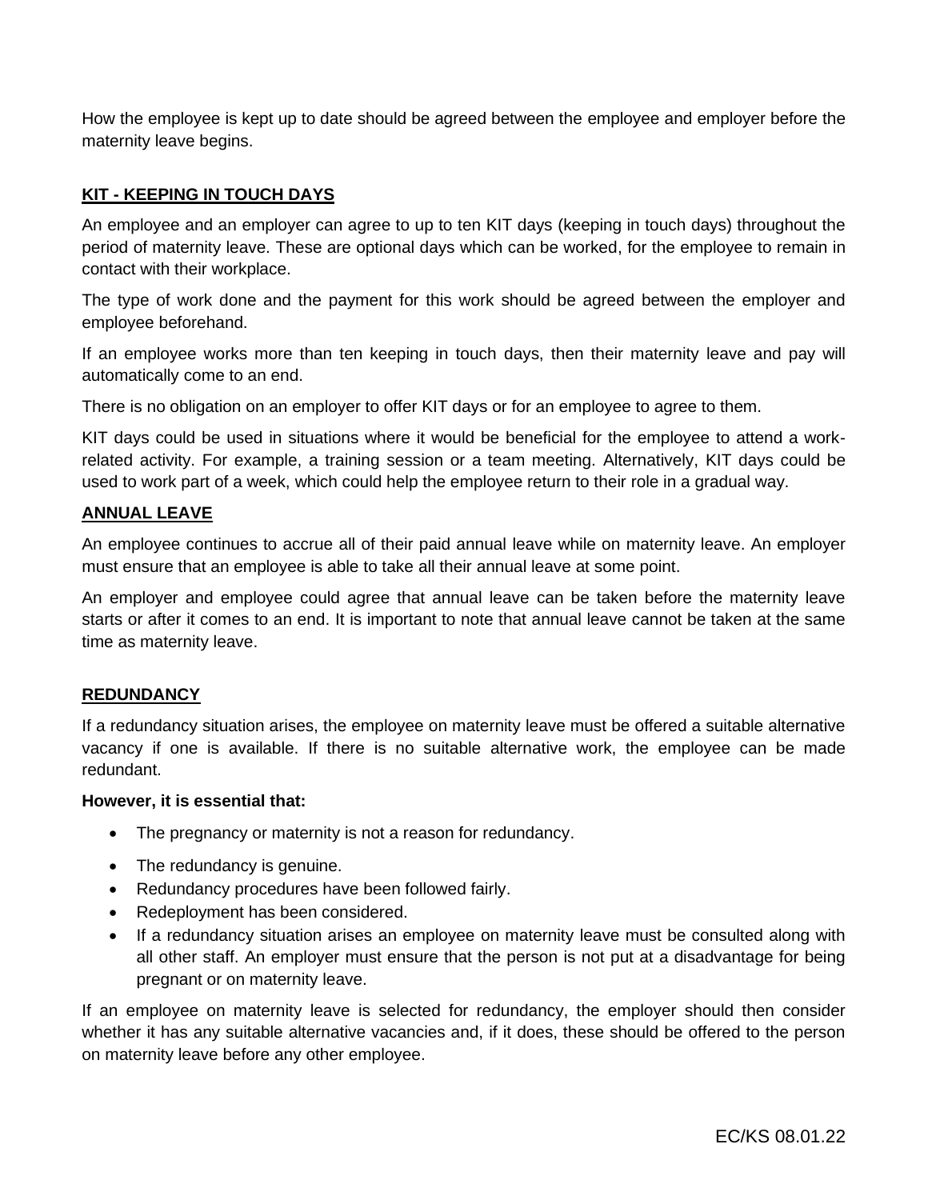How the employee is kept up to date should be agreed between the employee and employer before the maternity leave begins.

## KIT - KEEPING IN TOUCH DAYS

An employee and an employer can agree to up to ten KIT days (keeping in touch days) throughout the period of maternity leave. These are optional days which can be worked, for the employee to remain in contact with their workplace.

The type of work done and the payment for this work should be agreed between the employer and employee beforehand.

If an employee works more than ten keeping in touch days, then their maternity leave and pay will automatically come to an end.

There is no obligation on an employer to offer KIT days or for an employee to agree to them.

KIT days could be used in situations where it would be beneficial for the employee to attend a work-related activity. For example, a training session or a team meeting. Alternatively, KIT days could be used to work part of a week, which could help the employee return to their role in a gradual way.

## ANNUAL LEAVE

An employee continues to accrue all of their paid annual leave while on maternity leave. An employer must ensure that an employee is able to take all their annual leave at some point.

An employer and employee could agree that annual leave can be taken before the maternity leave starts or after it comes to an end. It is important to note that annual leave cannot be taken at the same time as maternity leave.

## REDUNDANCY

If a redundancy situation arises, the employee on maternity leave must be offered a suitable alternative vacancy if one is available. If there is no suitable alternative work, the employee can be made redundant.

**However, it is essential that:**

- The pregnancy or maternity is not a reason for redundancy.
- The redundancy is genuine.
- Redundancy procedures have been followed fairly.
- Redeployment has been considered.
- If a redundancy situation arises an employee on maternity leave must be consulted along with all other staff. An employer must ensure that the person is not put at a disadvantage for being pregnant or on maternity leave.

If an employee on maternity leave is selected for redundancy, the employer should then consider whether it has any suitable alternative vacancies and, if it does, these should be offered to the person on maternity leave before any other employee.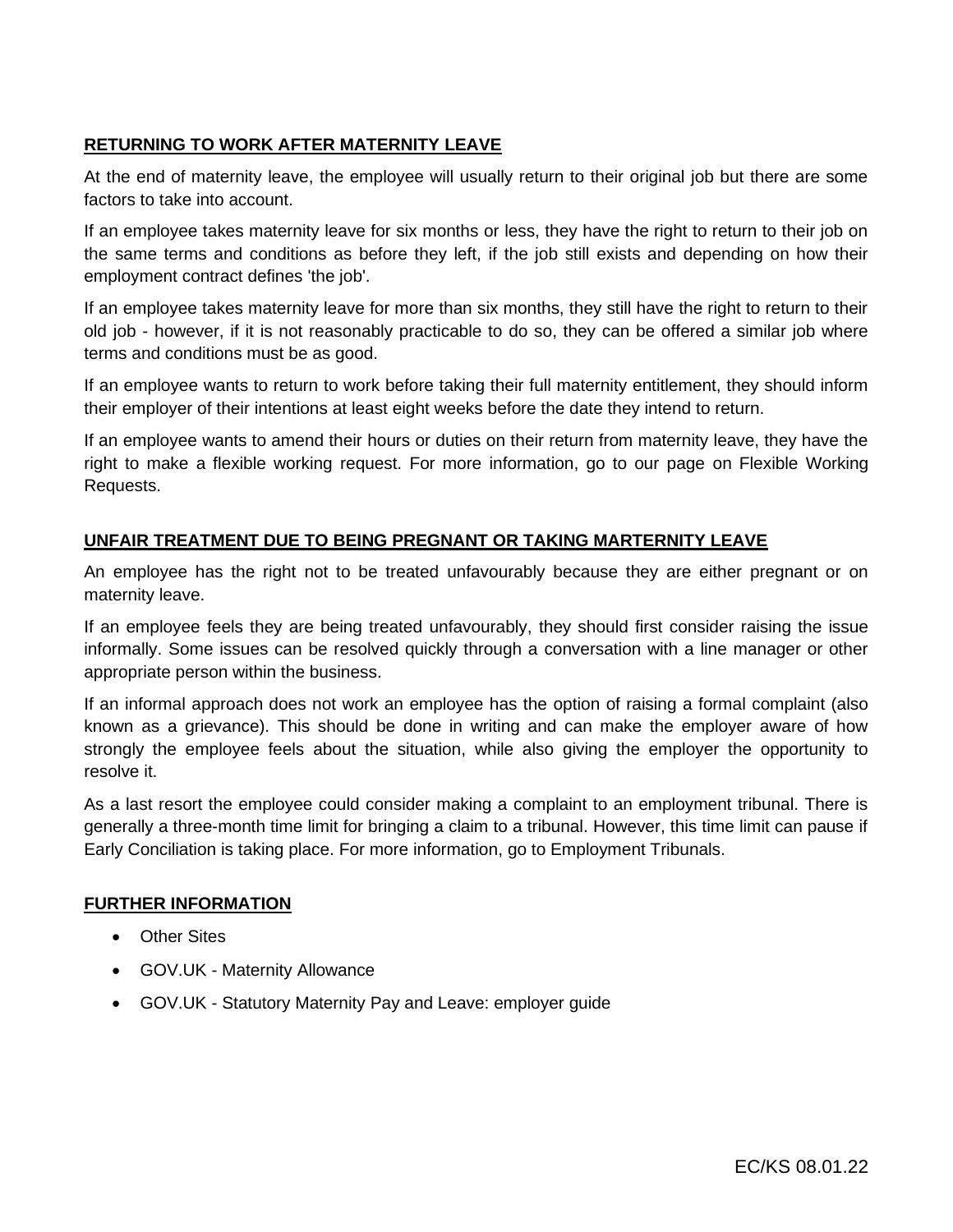## RETURNING TO WORK AFTER MATERNITY LEAVE

At the end of maternity leave, the employee will usually return to their original job but there are some factors to take into account.

If an employee takes maternity leave for six months or less, they have the right to return to their job on the same terms and conditions as before they left, if the job still exists and depending on how their employment contract defines 'the job'.

If an employee takes maternity leave for more than six months, they still have the right to return to their old job - however, if it is not reasonably practicable to do so, they can be offered a similar job where terms and conditions must be as good.

If an employee wants to return to work before taking their full maternity entitlement, they should inform their employer of their intentions at least eight weeks before the date they intend to return.

If an employee wants to amend their hours or duties on their return from maternity leave, they have the right to make a flexible working request. For more information, go to our page on Flexible Working Requests.

## UNFAIR TREATMENT DUE TO BEING PREGNANT OR TAKING MARTERNITY LEAVE

An employee has the right not to be treated unfavourably because they are either pregnant or on maternity leave.

If an employee feels they are being treated unfavourably, they should first consider raising the issue informally. Some issues can be resolved quickly through a conversation with a line manager or other appropriate person within the business.

If an informal approach does not work an employee has the option of raising a formal complaint (also known as a grievance). This should be done in writing and can make the employer aware of how strongly the employee feels about the situation, while also giving the employer the opportunity to resolve it.

As a last resort the employee could consider making a complaint to an employment tribunal. There is generally a three-month time limit for bringing a claim to a tribunal. However, this time limit can pause if Early Conciliation is taking place. For more information, go to Employment Tribunals.

## FURTHER INFORMATION

- Other Sites
- GOV.UK - Maternity Allowance
- GOV.UK - Statutory Maternity Pay and Leave: employer guide

EC/KS 08.01.22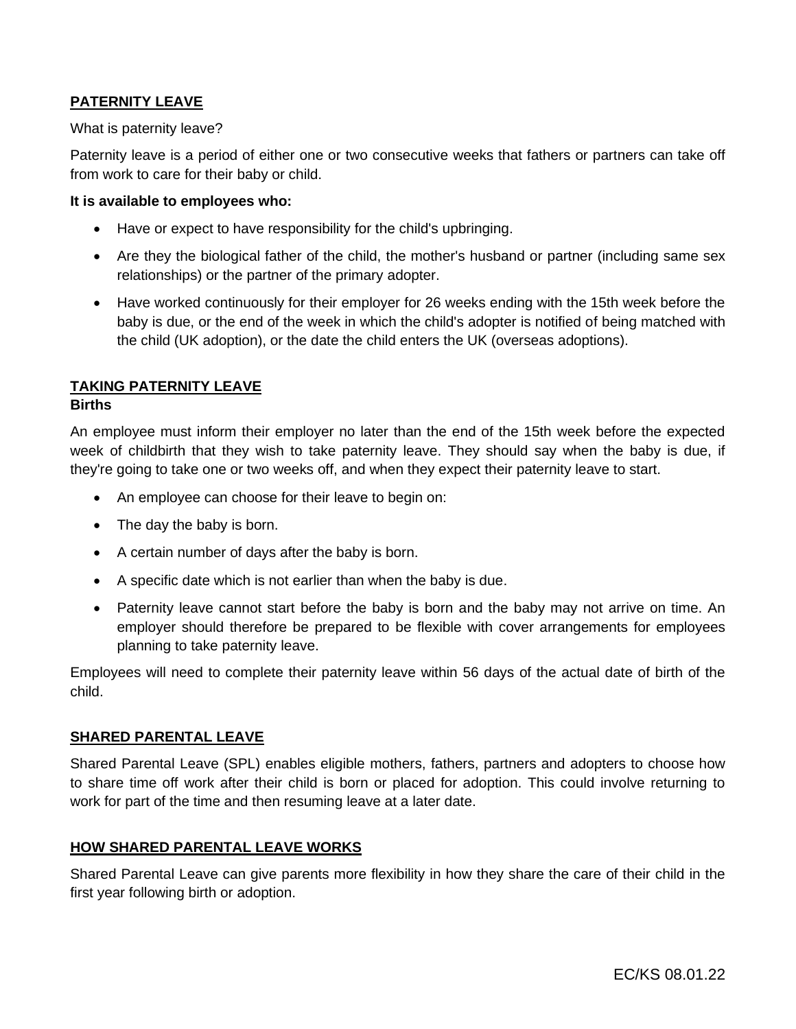## PATERNITY LEAVE

What is paternity leave?

Paternity leave is a period of either one or two consecutive weeks that fathers or partners can take off from work to care for their baby or child.

**It is available to employees who:**

- Have or expect to have responsibility for the child's upbringing.
- Are they the biological father of the child, the mother's husband or partner (including same sex relationships) or the partner of the primary adopter.
- Have worked continuously for their employer for 26 weeks ending with the 15th week before the baby is due, or the end of the week in which the child's adopter is notified of being matched with the child (UK adoption), or the date the child enters the UK (overseas adoptions).

## TAKING PATERNITY LEAVE

**Births**

An employee must inform their employer no later than the end of the 15th week before the expected week of childbirth that they wish to take paternity leave. They should say when the baby is due, if they're going to take one or two weeks off, and when they expect their paternity leave to start.

- An employee can choose for their leave to begin on:
- The day the baby is born.
- A certain number of days after the baby is born.
- A specific date which is not earlier than when the baby is due.
- Paternity leave cannot start before the baby is born and the baby may not arrive on time. An employer should therefore be prepared to be flexible with cover arrangements for employees planning to take paternity leave.

Employees will need to complete their paternity leave within 56 days of the actual date of birth of the child.

## SHARED PARENTAL LEAVE

Shared Parental Leave (SPL) enables eligible mothers, fathers, partners and adopters to choose how to share time off work after their child is born or placed for adoption. This could involve returning to work for part of the time and then resuming leave at a later date.

## HOW SHARED PARENTAL LEAVE WORKS

Shared Parental Leave can give parents more flexibility in how they share the care of their child in the first year following birth or adoption.

EC/KS 08.01.22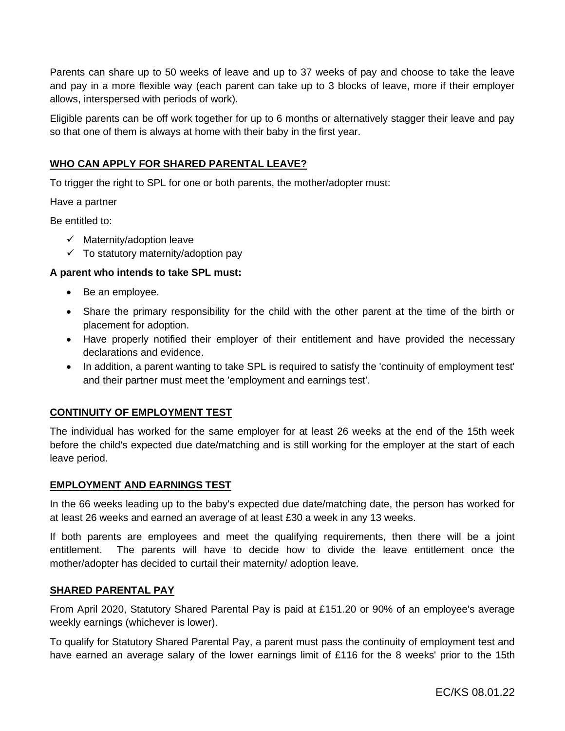Parents can share up to 50 weeks of leave and up to 37 weeks of pay and choose to take the leave and pay in a more flexible way (each parent can take up to 3 blocks of leave, more if their employer allows, interspersed with periods of work).

Eligible parents can be off work together for up to 6 months or alternatively stagger their leave and pay so that one of them is always at home with their baby in the first year.

## WHO CAN APPLY FOR SHARED PARENTAL LEAVE?

To trigger the right to SPL for one or both parents, the mother/adopter must:

Have a partner

Be entitled to:

- ✓ Maternity/adoption leave
- ✓ To statutory maternity/adoption pay

**A parent who intends to take SPL must:**

- Be an employee.
- Share the primary responsibility for the child with the other parent at the time of the birth or placement for adoption.
- Have properly notified their employer of their entitlement and have provided the necessary declarations and evidence.
- In addition, a parent wanting to take SPL is required to satisfy the 'continuity of employment test' and their partner must meet the 'employment and earnings test'.

## CONTINUITY OF EMPLOYMENT TEST

The individual has worked for the same employer for at least 26 weeks at the end of the 15th week before the child's expected due date/matching and is still working for the employer at the start of each leave period.

## EMPLOYMENT AND EARNINGS TEST

In the 66 weeks leading up to the baby's expected due date/matching date, the person has worked for at least 26 weeks and earned an average of at least £30 a week in any 13 weeks.

If both parents are employees and meet the qualifying requirements, then there will be a joint entitlement. The parents will have to decide how to divide the leave entitlement once the mother/adopter has decided to curtail their maternity/ adoption leave.

## SHARED PARENTAL PAY

From April 2020, Statutory Shared Parental Pay is paid at £151.20 or 90% of an employee's average weekly earnings (whichever is lower).

To qualify for Statutory Shared Parental Pay, a parent must pass the continuity of employment test and have earned an average salary of the lower earnings limit of £116 for the 8 weeks' prior to the 15th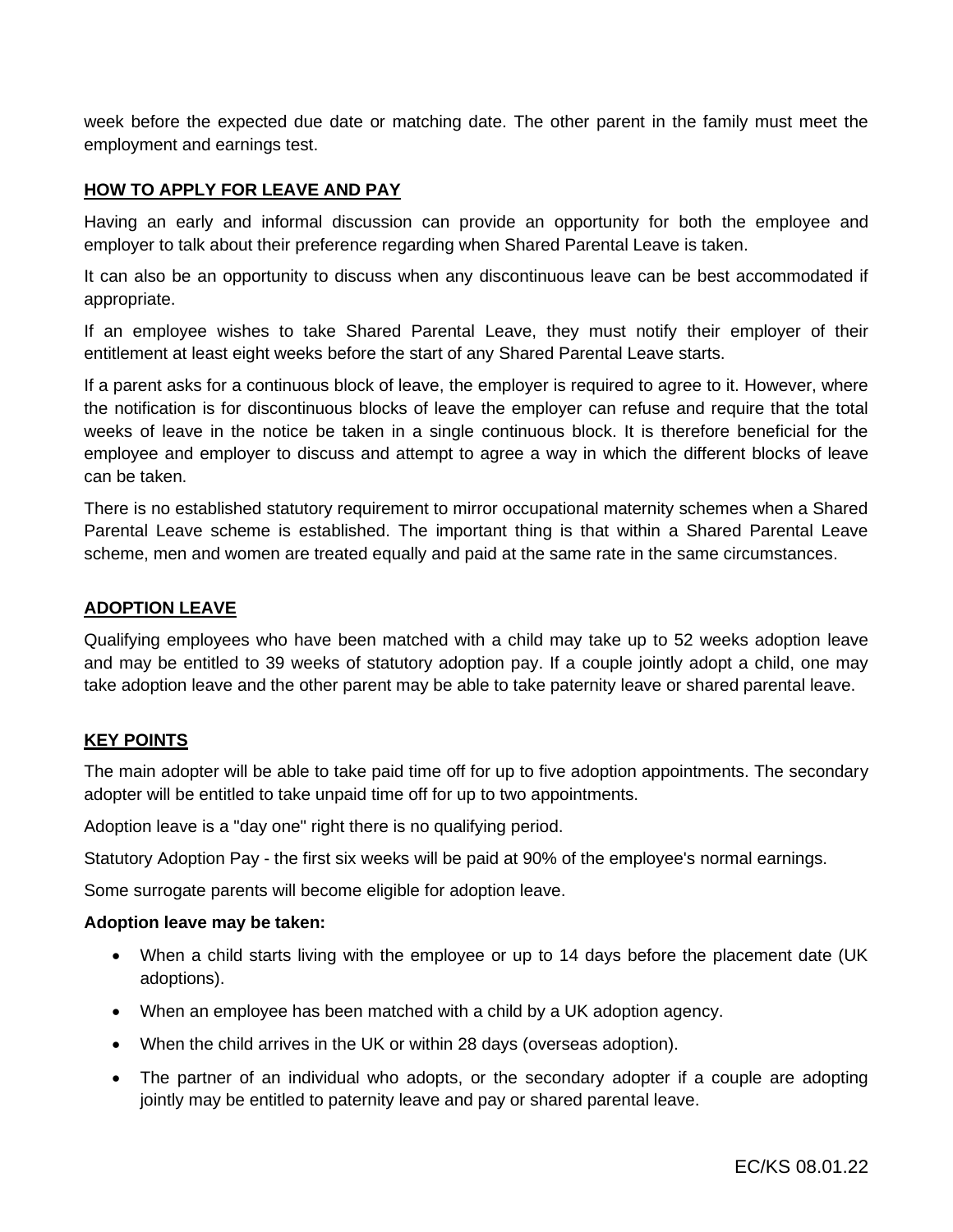week before the expected due date or matching date. The other parent in the family must meet the employment and earnings test.

## HOW TO APPLY FOR LEAVE AND PAY

Having an early and informal discussion can provide an opportunity for both the employee and employer to talk about their preference regarding when Shared Parental Leave is taken.

It can also be an opportunity to discuss when any discontinuous leave can be best accommodated if appropriate.

If an employee wishes to take Shared Parental Leave, they must notify their employer of their entitlement at least eight weeks before the start of any Shared Parental Leave starts.

If a parent asks for a continuous block of leave, the employer is required to agree to it. However, where the notification is for discontinuous blocks of leave the employer can refuse and require that the total weeks of leave in the notice be taken in a single continuous block. It is therefore beneficial for the employee and employer to discuss and attempt to agree a way in which the different blocks of leave can be taken.

There is no established statutory requirement to mirror occupational maternity schemes when a Shared Parental Leave scheme is established. The important thing is that within a Shared Parental Leave scheme, men and women are treated equally and paid at the same rate in the same circumstances.

## ADOPTION LEAVE

Qualifying employees who have been matched with a child may take up to 52 weeks adoption leave and may be entitled to 39 weeks of statutory adoption pay. If a couple jointly adopt a child, one may take adoption leave and the other parent may be able to take paternity leave or shared parental leave.

## KEY POINTS

The main adopter will be able to take paid time off for up to five adoption appointments. The secondary adopter will be entitled to take unpaid time off for up to two appointments.

Adoption leave is a "day one" right there is no qualifying period.

Statutory Adoption Pay - the first six weeks will be paid at 90% of the employee's normal earnings.

Some surrogate parents will become eligible for adoption leave.

**Adoption leave may be taken:**

- When a child starts living with the employee or up to 14 days before the placement date (UK adoptions).
- When an employee has been matched with a child by a UK adoption agency.
- When the child arrives in the UK or within 28 days (overseas adoption).
- The partner of an individual who adopts, or the secondary adopter if a couple are adopting jointly may be entitled to paternity leave and pay or shared parental leave.

EC/KS 08.01.22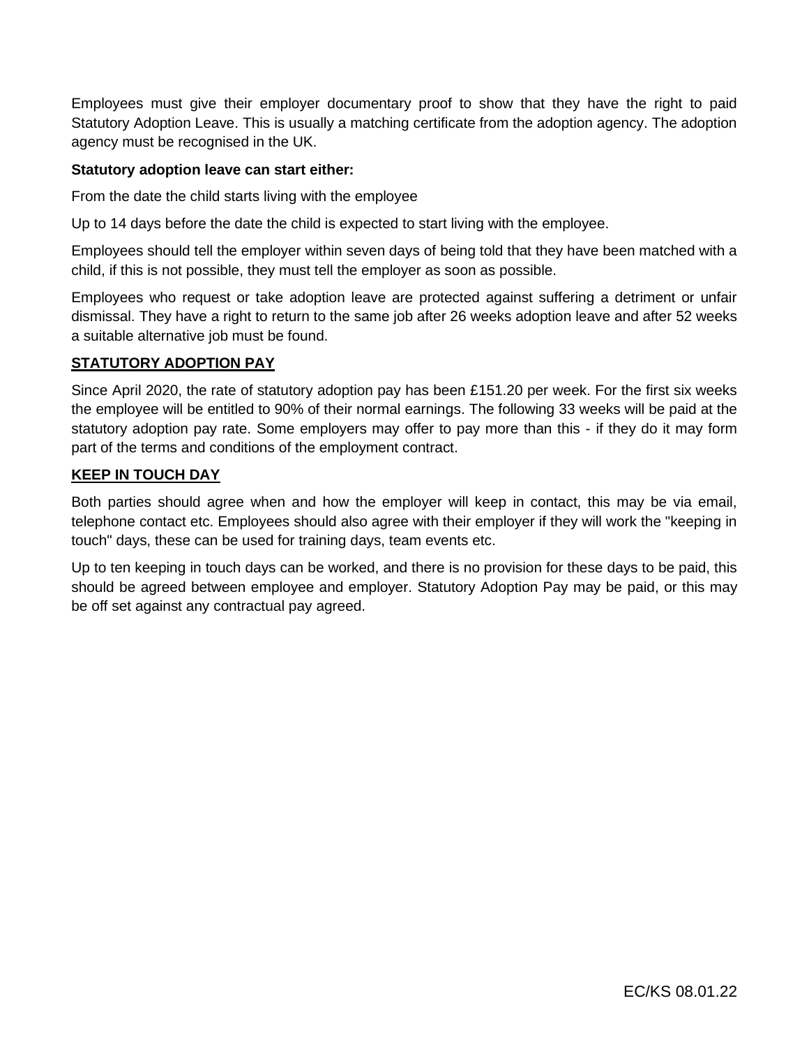Employees must give their employer documentary proof to show that they have the right to paid Statutory Adoption Leave. This is usually a matching certificate from the adoption agency. The adoption agency must be recognised in the UK.

**Statutory adoption leave can start either:**

From the date the child starts living with the employee

Up to 14 days before the date the child is expected to start living with the employee.

Employees should tell the employer within seven days of being told that they have been matched with a child, if this is not possible, they must tell the employer as soon as possible.

Employees who request or take adoption leave are protected against suffering a detriment or unfair dismissal. They have a right to return to the same job after 26 weeks adoption leave and after 52 weeks a suitable alternative job must be found.

**STATUTORY ADOPTION PAY**

Since April 2020, the rate of statutory adoption pay has been £151.20 per week. For the first six weeks the employee will be entitled to 90% of their normal earnings. The following 33 weeks will be paid at the statutory adoption pay rate. Some employers may offer to pay more than this - if they do it may form part of the terms and conditions of the employment contract.

**KEEP IN TOUCH DAY**

Both parties should agree when and how the employer will keep in contact, this may be via email, telephone contact etc. Employees should also agree with their employer if they will work the "keeping in touch" days, these can be used for training days, team events etc.

Up to ten keeping in touch days can be worked, and there is no provision for these days to be paid, this should be agreed between employee and employer. Statutory Adoption Pay may be paid, or this may be off set against any contractual pay agreed.

EC/KS 08.01.22